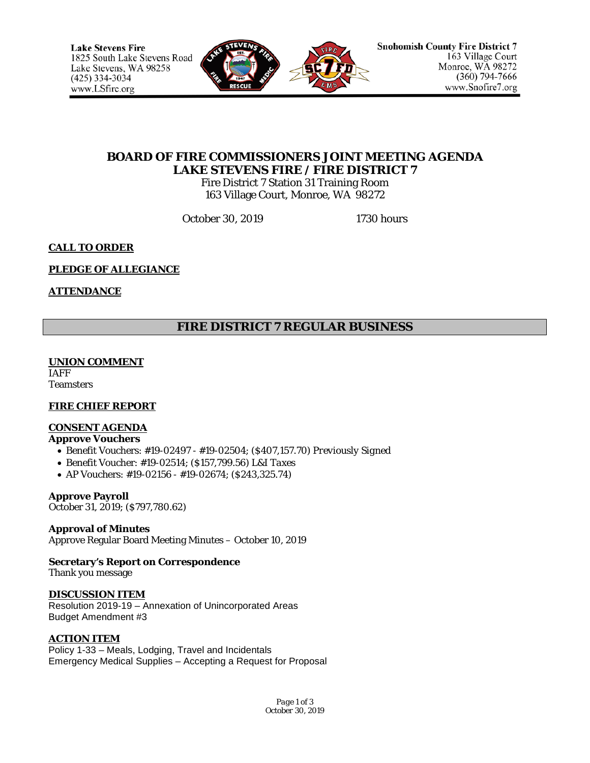Lake Stevens Fire
1825 South Lake Stevens Road
Lake Stevens, WA 98258
(425) 334-3034
www.LSfire.org

Snohomish County Fire District 7
163 Village Court
Monroe, WA 98272
(360) 794-7666
www.Snofire7.org

# BOARD OF FIRE COMMISSIONERS JOINT MEETING AGENDA
# LAKE STEVENS FIRE / FIRE DISTRICT 7

Fire District 7 Station 31 Training Room
163 Village Court, Monroe, WA 98272

October 30, 2019 1730 hours

**CALL TO ORDER**

**PLEDGE OF ALLEGIANCE**

**ATTENDANCE**

## FIRE DISTRICT 7 REGULAR BUSINESS

**UNION COMMENT**
IAFF
Teamsters

**FIRE CHIEF REPORT**

**CONSENT AGENDA**

**Approve Vouchers**

- Benefit Vouchers: #19-02497 - #19-02504; ($407,157.70) Previously Signed
- Benefit Voucher: #19-02514; ($157,799.56) L&I Taxes
- AP Vouchers: #19-02156 - #19-02674; ($243,325.74)

**Approve Payroll**
October 31, 2019; ($797,780.62)

**Approval of Minutes**
Approve Regular Board Meeting Minutes – October 10, 2019

**Secretary's Report on Correspondence**
Thank you message

**DISCUSSION ITEM**
Resolution 2019-19 – Annexation of Unincorporated Areas
Budget Amendment #3

**ACTION ITEM**
Policy 1-33 – Meals, Lodging, Travel and Incidentals
Emergency Medical Supplies – Accepting a Request for Proposal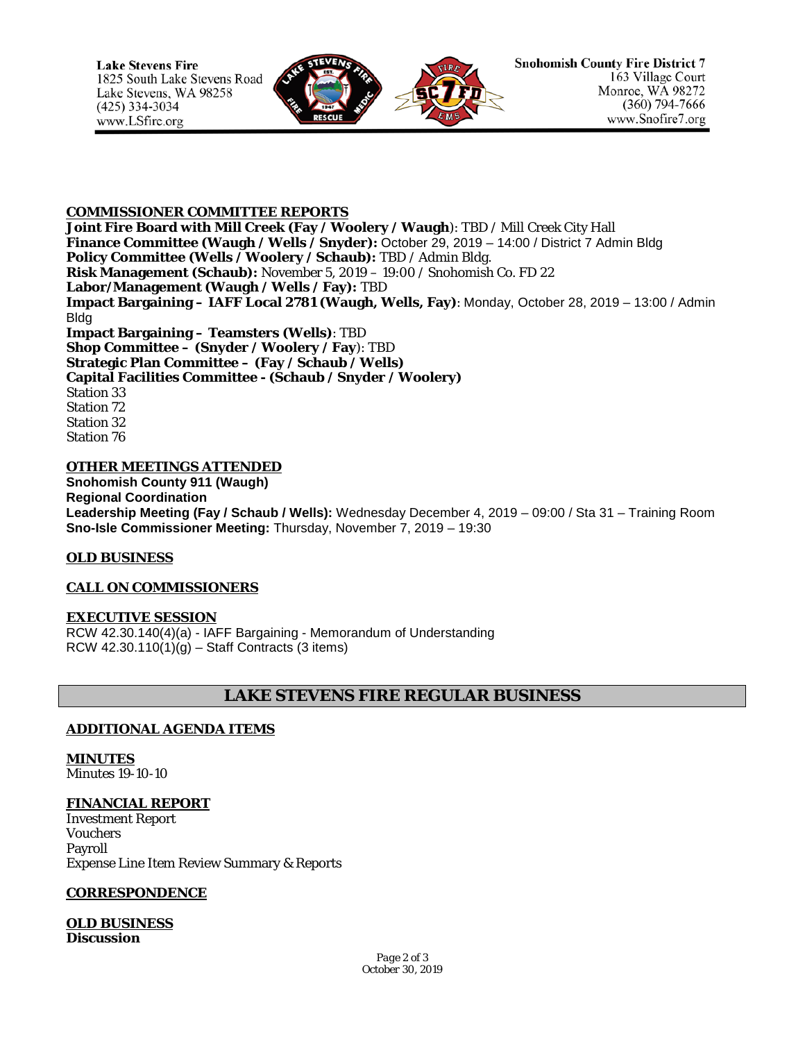## COMMISSIONER COMMITTEE REPORTS

**Joint Fire Board with Mill Creek (Fay / Woolery / Waugh**): TBD / Mill Creek City Hall
**Finance Committee (Waugh / Wells / Snyder):** October 29, 2019 – 14:00 / District 7 Admin Bldg
**Policy Committee (Wells / Woolery / Schaub):** TBD / Admin Bldg.
**Risk Management (Schaub):** November 5, 2019 – 19:00 / Snohomish Co. FD 22
**Labor/Management (Waugh / Wells / Fay):** TBD
**Impact Bargaining – IAFF Local 2781 (Waugh, Wells, Fay)**: Monday, October 28, 2019 – 13:00 / Admin Bldg
**Impact Bargaining – Teamsters (Wells)**: TBD
**Shop Committee – (Snyder / Woolery / Fay**): TBD
**Strategic Plan Committee – (Fay / Schaub / Wells)**
**Capital Facilities Committee - (Schaub / Snyder / Woolery)**
Station 33
Station 72
Station 32
Station 76

## OTHER MEETINGS ATTENDED

**Snohomish County 911 (Waugh)**
**Regional Coordination**
**Leadership Meeting (Fay / Schaub / Wells):** Wednesday December 4, 2019 – 09:00 / Sta 31 – Training Room
**Sno-Isle Commissioner Meeting:** Thursday, November 7, 2019 – 19:30

## OLD BUSINESS

## CALL ON COMMISSIONERS

## EXECUTIVE SESSION

RCW 42.30.140(4)(a) - IAFF Bargaining - Memorandum of Understanding
RCW 42.30.110(1)(g) – Staff Contracts (3 items)

# LAKE STEVENS FIRE REGULAR BUSINESS

## ADDITIONAL AGENDA ITEMS

## MINUTES

Minutes 19-10-10

## FINANCIAL REPORT

Investment Report
Vouchers
Payroll
Expense Line Item Review Summary & Reports

## CORRESPONDENCE

## OLD BUSINESS

**Discussion**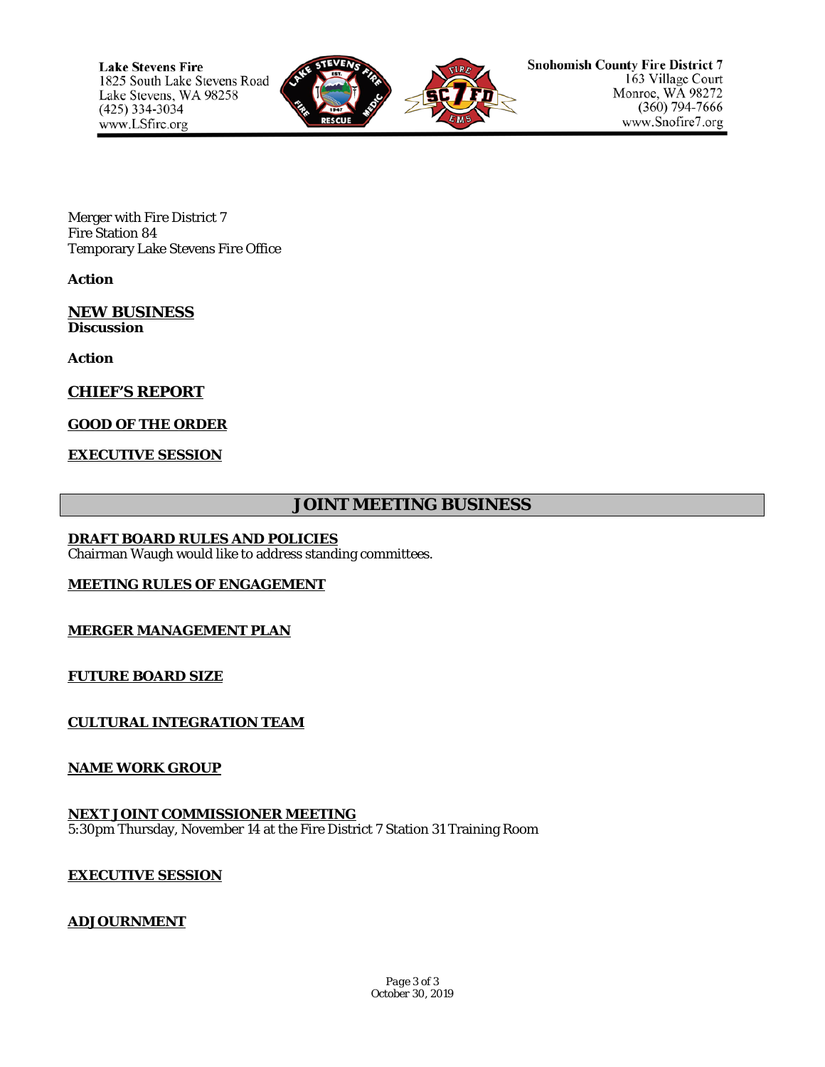Merger with Fire District 7
Fire Station 84
Temporary Lake Stevens Fire Office

**Action**

## NEW BUSINESS

**Discussion**

**Action**

## CHIEF'S REPORT

## GOOD OF THE ORDER

## EXECUTIVE SESSION

# JOINT MEETING BUSINESS

## DRAFT BOARD RULES AND POLICIES

Chairman Waugh would like to address standing committees.

## MEETING RULES OF ENGAGEMENT

## MERGER MANAGEMENT PLAN

## FUTURE BOARD SIZE

## CULTURAL INTEGRATION TEAM

## NAME WORK GROUP

## NEXT JOINT COMMISSIONER MEETING

5:30pm Thursday, November 14 at the Fire District 7 Station 31 Training Room

## EXECUTIVE SESSION

## ADJOURNMENT